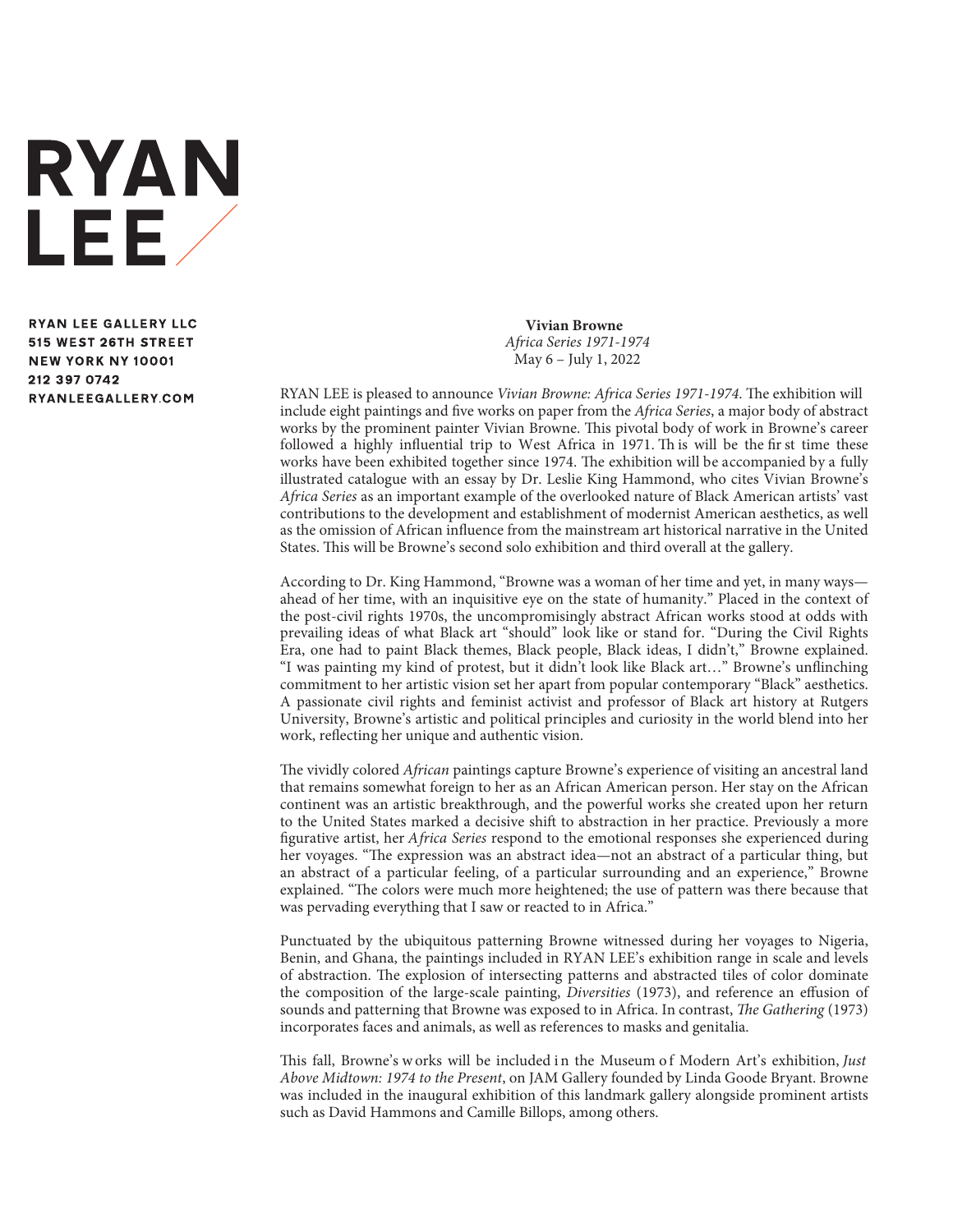# RYAN LEE

RYAN LEE GALLERY LLC
515 WEST 26TH STREET
NEW YORK NY 10001
212 397 0742
RYANLEEGALLERY.COM

**Vivian Browne**
*Africa Series 1971-1974*
May 6 – July 1, 2022

RYAN LEE is pleased to announce *Vivian Browne: Africa Series 1971-1974*. The exhibition will include eight paintings and five works on paper from the *Africa Series*, a major body of abstract works by the prominent painter Vivian Browne. This pivotal body of work in Browne's career followed a highly influential trip to West Africa in 1971. This will be the first time these works have been exhibited together since 1974. The exhibition will be accompanied by a fully illustrated catalogue with an essay by Dr. Leslie King Hammond, who cites Vivian Browne's *Africa Series* as an important example of the overlooked nature of Black American artists' vast contributions to the development and establishment of modernist American aesthetics, as well as the omission of African influence from the mainstream art historical narrative in the United States. This will be Browne's second solo exhibition and third overall at the gallery.

According to Dr. King Hammond, "Browne was a woman of her time and yet, in many ways—ahead of her time, with an inquisitive eye on the state of humanity." Placed in the context of the post-civil rights 1970s, the uncompromisingly abstract African works stood at odds with prevailing ideas of what Black art "should" look like or stand for. "During the Civil Rights Era, one had to paint Black themes, Black people, Black ideas, I didn't," Browne explained. "I was painting my kind of protest, but it didn't look like Black art…" Browne's unflinching commitment to her artistic vision set her apart from popular contemporary "Black" aesthetics. A passionate civil rights and feminist activist and professor of Black art history at Rutgers University, Browne's artistic and political principles and curiosity in the world blend into her work, reflecting her unique and authentic vision.

The vividly colored *African* paintings capture Browne's experience of visiting an ancestral land that remains somewhat foreign to her as an African American person. Her stay on the African continent was an artistic breakthrough, and the powerful works she created upon her return to the United States marked a decisive shift to abstraction in her practice. Previously a more figurative artist, her *Africa Series* respond to the emotional responses she experienced during her voyages. "The expression was an abstract idea—not an abstract of a particular thing, but an abstract of a particular feeling, of a particular surrounding and an experience," Browne explained. "The colors were much more heightened; the use of pattern was there because that was pervading everything that I saw or reacted to in Africa."

Punctuated by the ubiquitous patterning Browne witnessed during her voyages to Nigeria, Benin, and Ghana, the paintings included in RYAN LEE's exhibition range in scale and levels of abstraction. The explosion of intersecting patterns and abstracted tiles of color dominate the composition of the large-scale painting, *Diversities* (1973), and reference an effusion of sounds and patterning that Browne was exposed to in Africa. In contrast, *The Gathering* (1973) incorporates faces and animals, as well as references to masks and genitalia.

This fall, Browne's works will be included in the Museum of Modern Art's exhibition, *Just Above Midtown: 1974 to the Present*, on JAM Gallery founded by Linda Goode Bryant. Browne was included in the inaugural exhibition of this landmark gallery alongside prominent artists such as David Hammons and Camille Billops, among others.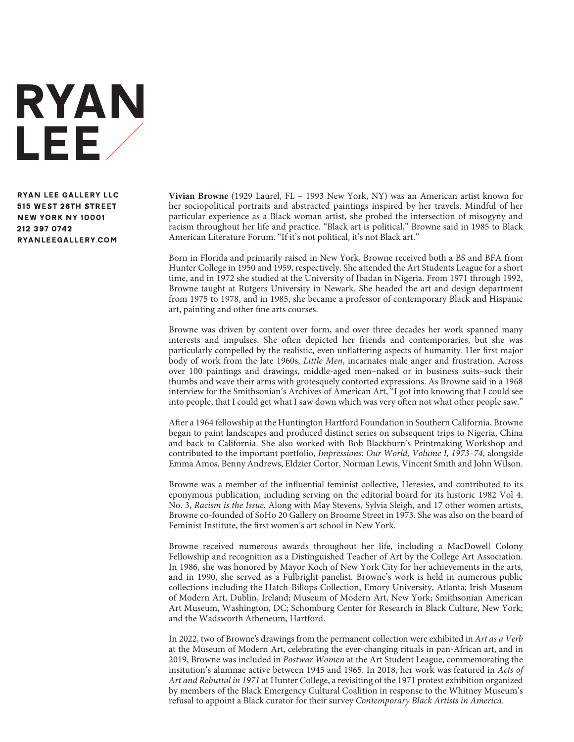# RYAN LEE

**RYAN LEE GALLERY LLC**
**515 WEST 26TH STREET**
**NEW YORK NY 10001**
**212 397 0742**
**RYANLEEGALLERY.COM**

**Vivian Browne** (1929 Laurel, FL – 1993 New York, NY) was an American artist known for her sociopolitical portraits and abstracted paintings inspired by her travels. Mindful of her particular experience as a Black woman artist, she probed the intersection of misogyny and racism throughout her life and practice. "Black art is political," Browne said in 1985 to Black American Literature Forum. "If it's not political, it's not Black art."

Born in Florida and primarily raised in New York, Browne received both a BS and BFA from Hunter College in 1950 and 1959, respectively. She attended the Art Students League for a short time, and in 1972 she studied at the University of Ibadan in Nigeria. From 1971 through 1992, Browne taught at Rutgers University in Newark. She headed the art and design department from 1975 to 1978, and in 1985, she became a professor of contemporary Black and Hispanic art, painting and other fine arts courses.

Browne was driven by content over form, and over three decades her work spanned many interests and impulses. She often depicted her friends and contemporaries, but she was particularly compelled by the realistic, even unflattering aspects of humanity. Her first major body of work from the late 1960s, *Little Men*, incarnates male anger and frustration. Across over 100 paintings and drawings, middle-aged men–naked or in business suits–suck their thumbs and wave their arms with grotesquely contorted expressions. As Browne said in a 1968 interview for the Smithsonian's Archives of American Art, "I got into knowing that I could see into people, that I could get what I saw down which was very often not what other people saw."

After a 1964 fellowship at the Huntington Hartford Foundation in Southern California, Browne began to paint landscapes and produced distinct series on subsequent trips to Nigeria, China and back to California. She also worked with Bob Blackburn's Printmaking Workshop and contributed to the important portfolio, *Impressions: Our World, Volume I, 1973–74*, alongside Emma Amos, Benny Andrews, Eldzier Cortor, Norman Lewis, Vincent Smith and John Wilson.

Browne was a member of the influential feminist collective, Heresies, and contributed to its eponymous publication, including serving on the editorial board for its historic 1982 Vol 4. No. 3, *Racism is the Issue.* Along with May Stevens, Sylvia Sleigh, and 17 other women artists, Browne co-founded of SoHo 20 Gallery on Broome Street in 1973. She was also on the board of Feminist Institute, the first women's art school in New York.

Browne received numerous awards throughout her life, including a MacDowell Colony Fellowship and recognition as a Distinguished Teacher of Art by the College Art Association. In 1986, she was honored by Mayor Koch of New York City for her achievements in the arts, and in 1990, she served as a Fulbright panelist. Browne's work is held in numerous public collections including the Hatch-Billops Collection, Emory University, Atlanta; Irish Museum of Modern Art, Dublin, Ireland; Museum of Modern Art, New York; Smithsonian American Art Museum, Washington, DC; Schomburg Center for Research in Black Culture, New York; and the Wadsworth Atheneum, Hartford.

In 2022, two of Browne's drawings from the permanent collection were exhibited in *Art as a Verb* at the Museum of Modern Art, celebrating the ever-changing rituals in pan-African art, and in 2019, Browne was included in *Postwar Women* at the Art Student League, commemorating the insitution's alumnae active between 1945 and 1965. In 2018, her work was featured in *Acts of Art and Rebuttal in 1971* at Hunter College, a revisiting of the 1971 protest exhibition organized by members of the Black Emergency Cultural Coalition in response to the Whitney Museum's refusal to appoint a Black curator for their survey *Contemporary Black Artists in America*.